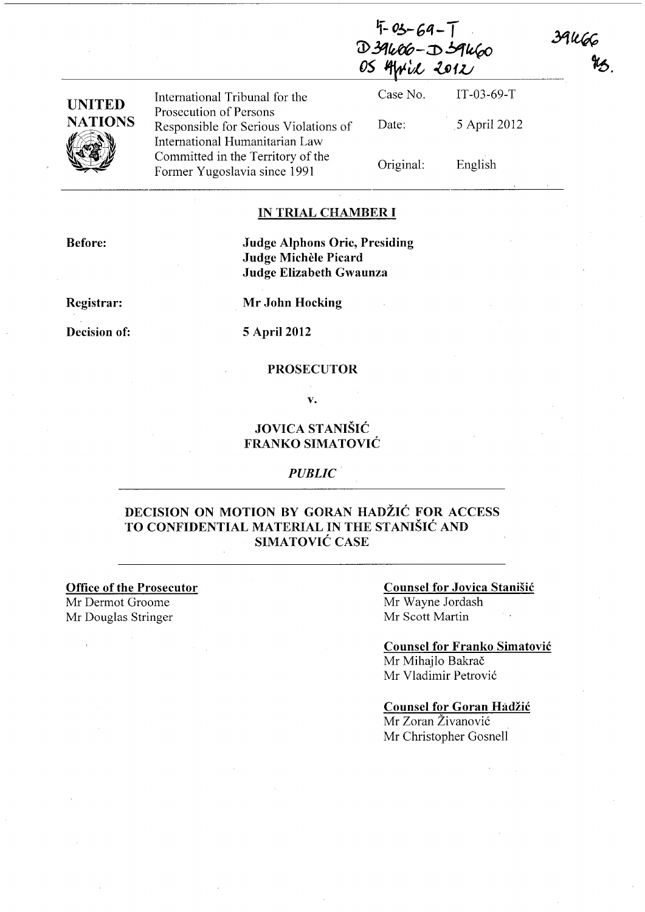IT-03-69-T
D39466-D39460
05 April 2012

39466
TS.

| UNITED NATIONS | International Tribunal for the Prosecution of Persons Responsible for Serious Violations of International Humanitarian Law Committed in the Territory of the Former Yugoslavia since 1991 | Case No. | IT-03-69-T |
| --- | --- | --- | --- |
| | | Date: | 5 April 2012 |
| | | Original: | English |

**IN TRIAL CHAMBER I**

**Before:**

**Judge Alphons Orie, Presiding**
**Judge Michèle Picard**
**Judge Elizabeth Gwaunza**

**Registrar:**

**Mr John Hocking**

**Decision of:**

**5 April 2012**

**PROSECUTOR**

**v.**

**JOVICA STANIŠIĆ**
**FRANKO SIMATOVIĆ**

*PUBLIC*

**DECISION ON MOTION BY GORAN HADŽIĆ FOR ACCESS TO CONFIDENTIAL MATERIAL IN THE STANIŠIĆ AND SIMATOVIĆ CASE**

**Office of the Prosecutor**
Mr Dermot Groome
Mr Douglas Stringer

**Counsel for Jovica Stanišić**
Mr Wayne Jordash
Mr Scott Martin

**Counsel for Franko Simatović**
Mr Mihajlo Bakrač
Mr Vladimir Petrović

**Counsel for Goran Hadžić**
Mr Zoran Živanović
Mr Christopher Gosnell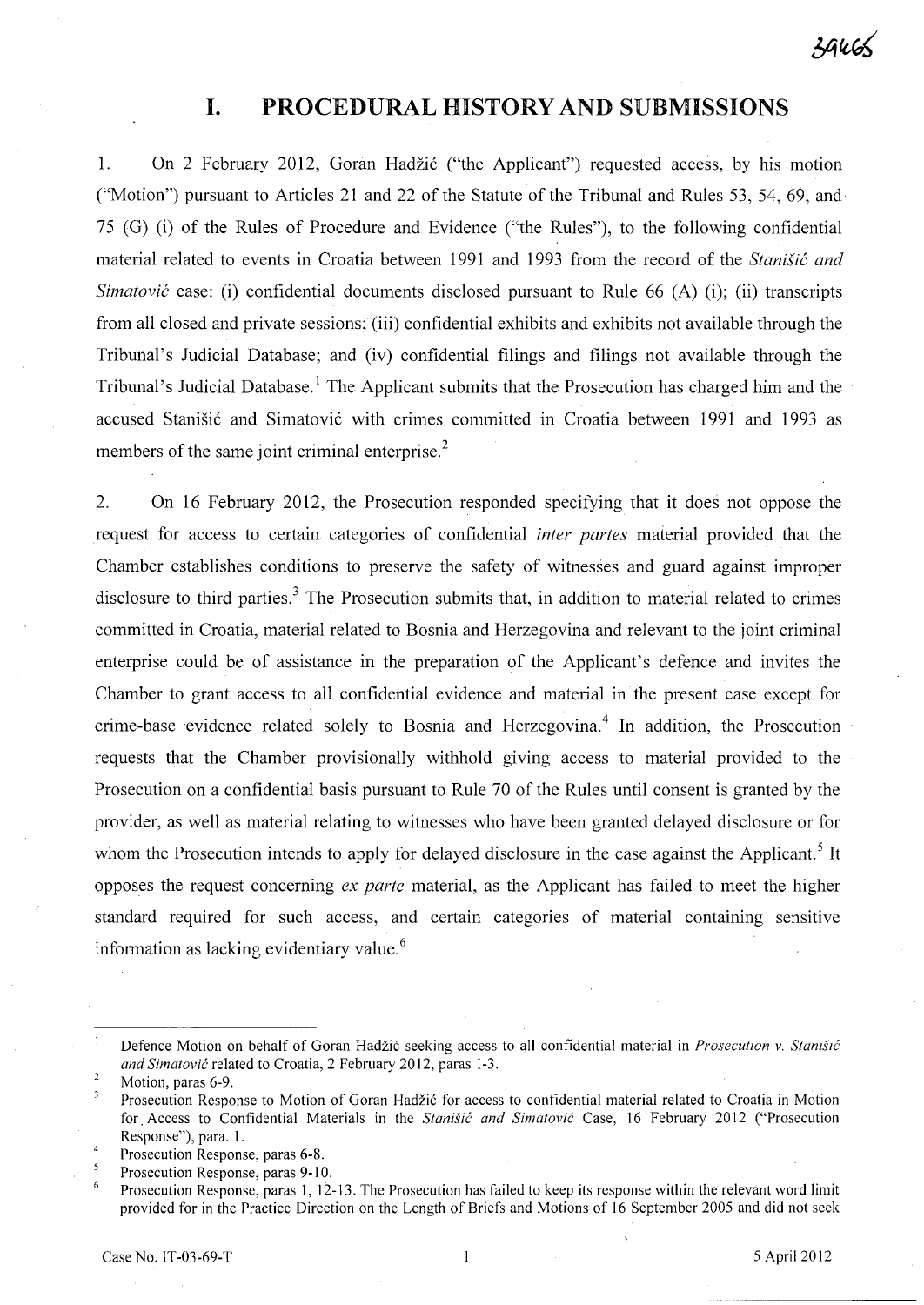# I. PROCEDURAL HISTORY AND SUBMISSIONS

1. On 2 February 2012, Goran Hadžić ("the Applicant") requested access, by his motion ("Motion") pursuant to Articles 21 and 22 of the Statute of the Tribunal and Rules 53, 54, 69, and 75 (G) (i) of the Rules of Procedure and Evidence ("the Rules"), to the following confidential material related to events in Croatia between 1991 and 1993 from the record of the *Stanišić and Simatović* case: (i) confidential documents disclosed pursuant to Rule 66 (A) (i); (ii) transcripts from all closed and private sessions; (iii) confidential exhibits and exhibits not available through the Tribunal's Judicial Database; and (iv) confidential filings and filings not available through the Tribunal's Judicial Database.[1] The Applicant submits that the Prosecution has charged him and the accused Stanišić and Simatović with crimes committed in Croatia between 1991 and 1993 as members of the same joint criminal enterprise.[2]

2. On 16 February 2012, the Prosecution responded specifying that it does not oppose the request for access to certain categories of confidential *inter partes* material provided that the Chamber establishes conditions to preserve the safety of witnesses and guard against improper disclosure to third parties.[3] The Prosecution submits that, in addition to material related to crimes committed in Croatia, material related to Bosnia and Herzegovina and relevant to the joint criminal enterprise could be of assistance in the preparation of the Applicant's defence and invites the Chamber to grant access to all confidential evidence and material in the present case except for crime-base evidence related solely to Bosnia and Herzegovina.[4] In addition, the Prosecution requests that the Chamber provisionally withhold giving access to material provided to the Prosecution on a confidential basis pursuant to Rule 70 of the Rules until consent is granted by the provider, as well as material relating to witnesses who have been granted delayed disclosure or for whom the Prosecution intends to apply for delayed disclosure in the case against the Applicant.[5] It opposes the request concerning *ex parte* material, as the Applicant has failed to meet the higher standard required for such access, and certain categories of material containing sensitive information as lacking evidentiary value.[6]

---

[1] Defence Motion on behalf of Goran Hadžić seeking access to all confidential material in *Prosecution v. Stanišić and Simatović* related to Croatia, 2 February 2012, paras 1-3.

[2] Motion, paras 6-9.

[3] Prosecution Response to Motion of Goran Hadžić for access to confidential material related to Croatia in Motion for Access to Confidential Materials in the *Stanišić and Simatović* Case, 16 February 2012 ("Prosecution Response"), para. 1.

[4] Prosecution Response, paras 6-8.

[5] Prosecution Response, paras 9-10.

[6] Prosecution Response, paras 1, 12-13. The Prosecution has failed to keep its response within the relevant word limit provided for in the Practice Direction on the Length of Briefs and Motions of 16 September 2005 and did not seek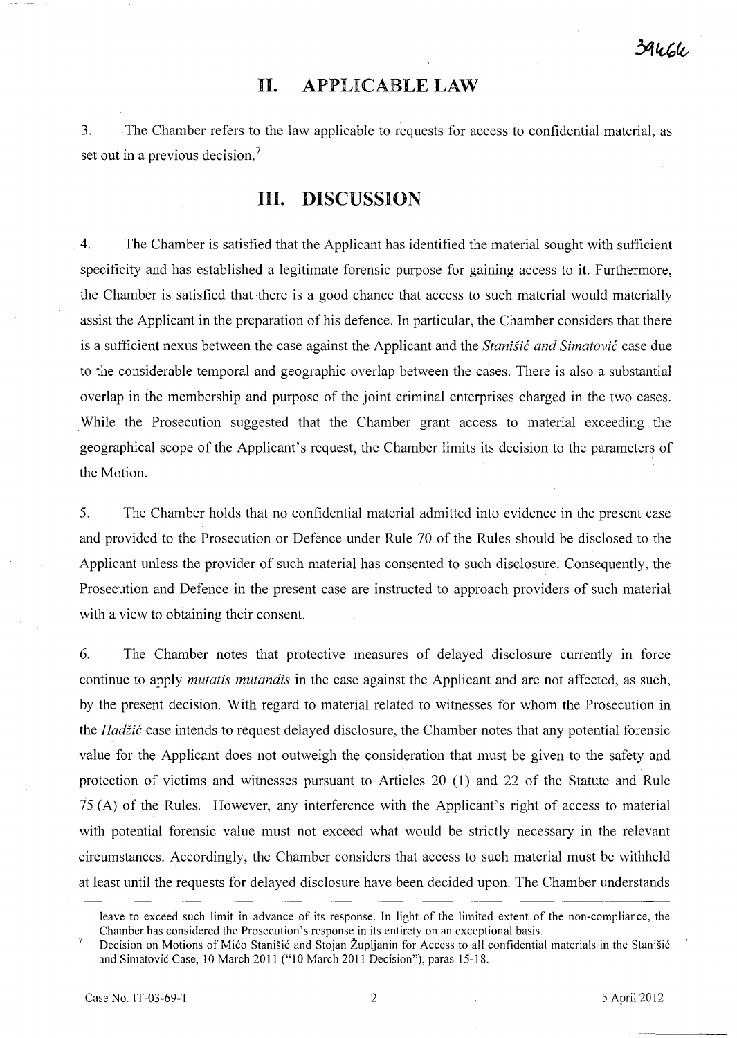## II. APPLICABLE LAW

3. The Chamber refers to the law applicable to requests for access to confidential material, as set out in a previous decision.[7]

## III. DISCUSSION

4. The Chamber is satisfied that the Applicant has identified the material sought with sufficient specificity and has established a legitimate forensic purpose for gaining access to it. Furthermore, the Chamber is satisfied that there is a good chance that access to such material would materially assist the Applicant in the preparation of his defence. In particular, the Chamber considers that there is a sufficient nexus between the case against the Applicant and the *Stanišić and Simatović* case due to the considerable temporal and geographic overlap between the cases. There is also a substantial overlap in the membership and purpose of the joint criminal enterprises charged in the two cases. While the Prosecution suggested that the Chamber grant access to material exceeding the geographical scope of the Applicant's request, the Chamber limits its decision to the parameters of the Motion.

5. The Chamber holds that no confidential material admitted into evidence in the present case and provided to the Prosecution or Defence under Rule 70 of the Rules should be disclosed to the Applicant unless the provider of such material has consented to such disclosure. Consequently, the Prosecution and Defence in the present case are instructed to approach providers of such material with a view to obtaining their consent.

6. The Chamber notes that protective measures of delayed disclosure currently in force continue to apply *mutatis mutandis* in the case against the Applicant and are not affected, as such, by the present decision. With regard to material related to witnesses for whom the Prosecution in the *Hadžić* case intends to request delayed disclosure, the Chamber notes that any potential forensic value for the Applicant does not outweigh the consideration that must be given to the safety and protection of victims and witnesses pursuant to Articles 20 (1) and 22 of the Statute and Rule 75 (A) of the Rules. However, any interference with the Applicant's right of access to material with potential forensic value must not exceed what would be strictly necessary in the relevant circumstances. Accordingly, the Chamber considers that access to such material must be withheld at least until the requests for delayed disclosure have been decided upon. The Chamber understands

---

leave to exceed such limit in advance of its response. In light of the limited extent of the non-compliance, the Chamber has considered the Prosecution's response in its entirety on an exceptional basis.

[7] Decision on Motions of Mićo Stanišić and Stojan Župljanin for Access to all confidential materials in the Stanišić and Simatović Case, 10 March 2011 ("10 March 2011 Decision"), paras 15-18.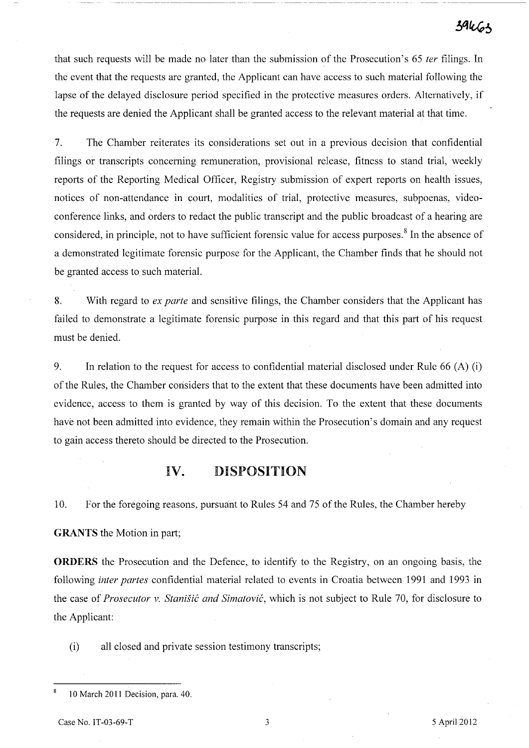that such requests will be made no later than the submission of the Prosecution's 65 *ter* filings. In the event that the requests are granted, the Applicant can have access to such material following the lapse of the delayed disclosure period specified in the protective measures orders. Alternatively, if the requests are denied the Applicant shall be granted access to the relevant material at that time.

7. The Chamber reiterates its considerations set out in a previous decision that confidential filings or transcripts concerning remuneration, provisional release, fitness to stand trial, weekly reports of the Reporting Medical Officer, Registry submission of expert reports on health issues, notices of non-attendance in court, modalities of trial, protective measures, subpoenas, video-conference links, and orders to redact the public transcript and the public broadcast of a hearing are considered, in principle, not to have sufficient forensic value for access purposes.[8] In the absence of a demonstrated legitimate forensic purpose for the Applicant, the Chamber finds that he should not be granted access to such material.

8. With regard to *ex parte* and sensitive filings, the Chamber considers that the Applicant has failed to demonstrate a legitimate forensic purpose in this regard and that this part of his request must be denied.

9. In relation to the request for access to confidential material disclosed under Rule 66 (A) (i) of the Rules, the Chamber considers that to the extent that these documents have been admitted into evidence, access to them is granted by way of this decision. To the extent that these documents have not been admitted into evidence, they remain within the Prosecution's domain and any request to gain access thereto should be directed to the Prosecution.

## IV. DISPOSITION

10. For the foregoing reasons, pursuant to Rules 54 and 75 of the Rules, the Chamber hereby

**GRANTS** the Motion in part;

**ORDERS** the Prosecution and the Defence, to identify to the Registry, on an ongoing basis, the following *inter partes* confidential material related to events in Croatia between 1991 and 1993 in the case of *Prosecutor v. Stanišić and Simatović*, which is not subject to Rule 70, for disclosure to the Applicant:

(i) all closed and private session testimony transcripts;

---

[8] 10 March 2011 Decision, para. 40.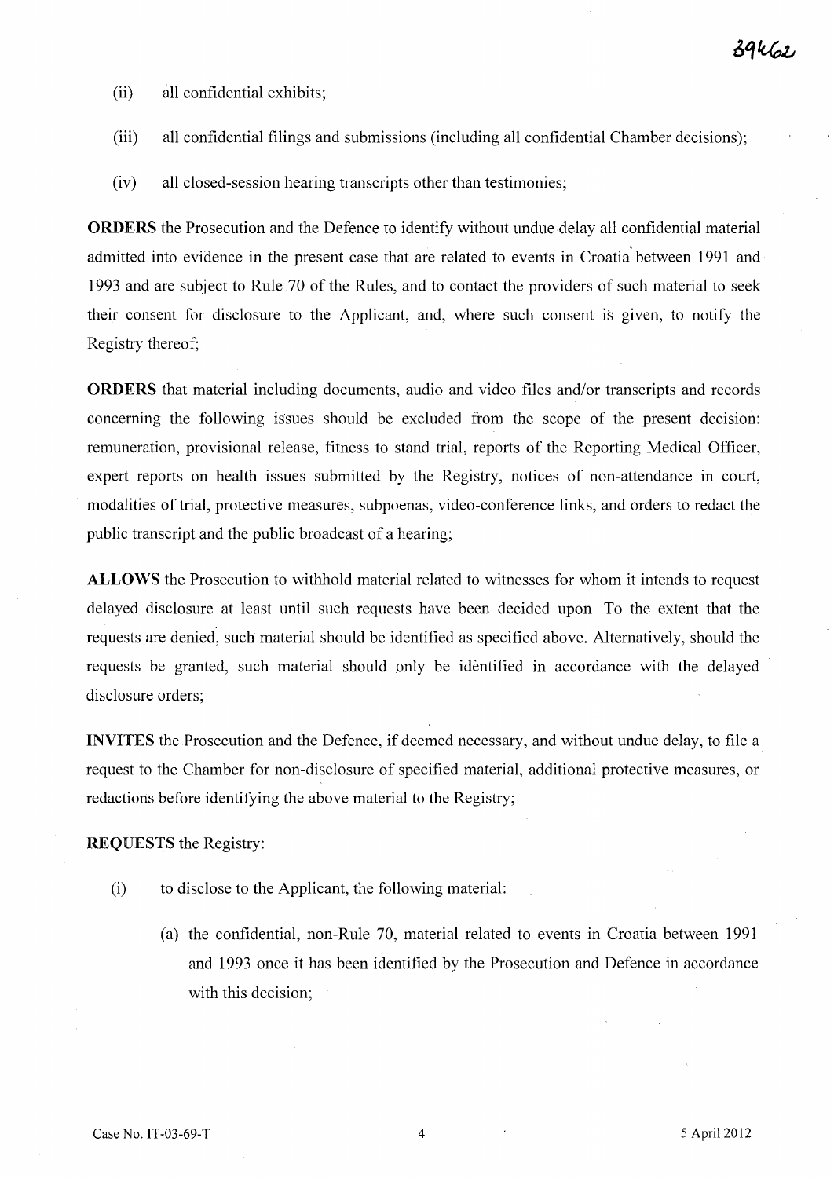(ii) all confidential exhibits;

(iii) all confidential filings and submissions (including all confidential Chamber decisions);

(iv) all closed-session hearing transcripts other than testimonies;

**ORDERS** the Prosecution and the Defence to identify without undue delay all confidential material admitted into evidence in the present case that are related to events in Croatia between 1991 and 1993 and are subject to Rule 70 of the Rules, and to contact the providers of such material to seek their consent for disclosure to the Applicant, and, where such consent is given, to notify the Registry thereof;

**ORDERS** that material including documents, audio and video files and/or transcripts and records concerning the following issues should be excluded from the scope of the present decision: remuneration, provisional release, fitness to stand trial, reports of the Reporting Medical Officer, expert reports on health issues submitted by the Registry, notices of non-attendance in court, modalities of trial, protective measures, subpoenas, video-conference links, and orders to redact the public transcript and the public broadcast of a hearing;

**ALLOWS** the Prosecution to withhold material related to witnesses for whom it intends to request delayed disclosure at least until such requests have been decided upon. To the extent that the requests are denied, such material should be identified as specified above. Alternatively, should the requests be granted, such material should only be identified in accordance with the delayed disclosure orders;

**INVITES** the Prosecution and the Defence, if deemed necessary, and without undue delay, to file a request to the Chamber for non-disclosure of specified material, additional protective measures, or redactions before identifying the above material to the Registry;

**REQUESTS** the Registry:

(i) to disclose to the Applicant, the following material:

(a) the confidential, non-Rule 70, material related to events in Croatia between 1991 and 1993 once it has been identified by the Prosecution and Defence in accordance with this decision;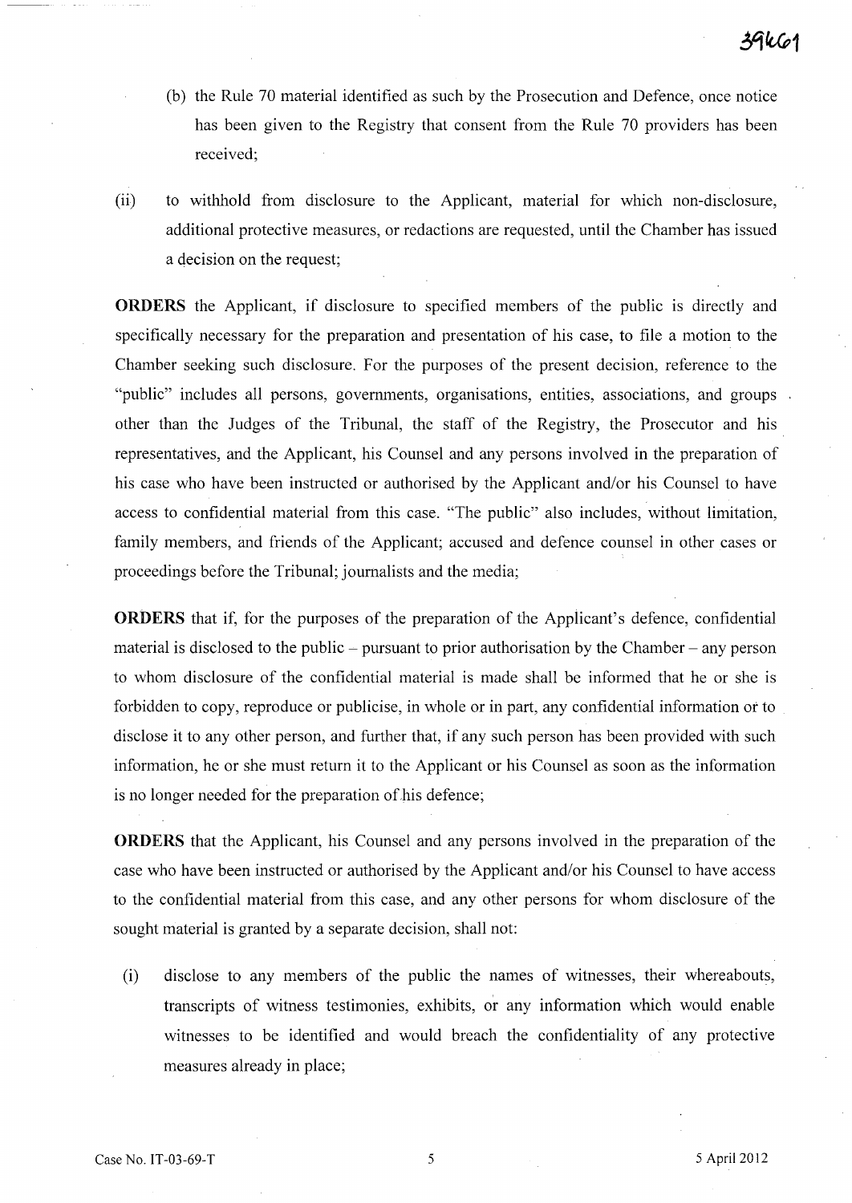(b) the Rule 70 material identified as such by the Prosecution and Defence, once notice has been given to the Registry that consent from the Rule 70 providers has been received;

(ii) to withhold from disclosure to the Applicant, material for which non-disclosure, additional protective measures, or redactions are requested, until the Chamber has issued a decision on the request;

**ORDERS** the Applicant, if disclosure to specified members of the public is directly and specifically necessary for the preparation and presentation of his case, to file a motion to the Chamber seeking such disclosure. For the purposes of the present decision, reference to the "public" includes all persons, governments, organisations, entities, associations, and groups other than the Judges of the Tribunal, the staff of the Registry, the Prosecutor and his representatives, and the Applicant, his Counsel and any persons involved in the preparation of his case who have been instructed or authorised by the Applicant and/or his Counsel to have access to confidential material from this case. "The public" also includes, without limitation, family members, and friends of the Applicant; accused and defence counsel in other cases or proceedings before the Tribunal; journalists and the media;

**ORDERS** that if, for the purposes of the preparation of the Applicant's defence, confidential material is disclosed to the public – pursuant to prior authorisation by the Chamber – any person to whom disclosure of the confidential material is made shall be informed that he or she is forbidden to copy, reproduce or publicise, in whole or in part, any confidential information or to disclose it to any other person, and further that, if any such person has been provided with such information, he or she must return it to the Applicant or his Counsel as soon as the information is no longer needed for the preparation of his defence;

**ORDERS** that the Applicant, his Counsel and any persons involved in the preparation of the case who have been instructed or authorised by the Applicant and/or his Counsel to have access to the confidential material from this case, and any other persons for whom disclosure of the sought material is granted by a separate decision, shall not:

(i) disclose to any members of the public the names of witnesses, their whereabouts, transcripts of witness testimonies, exhibits, or any information which would enable witnesses to be identified and would breach the confidentiality of any protective measures already in place;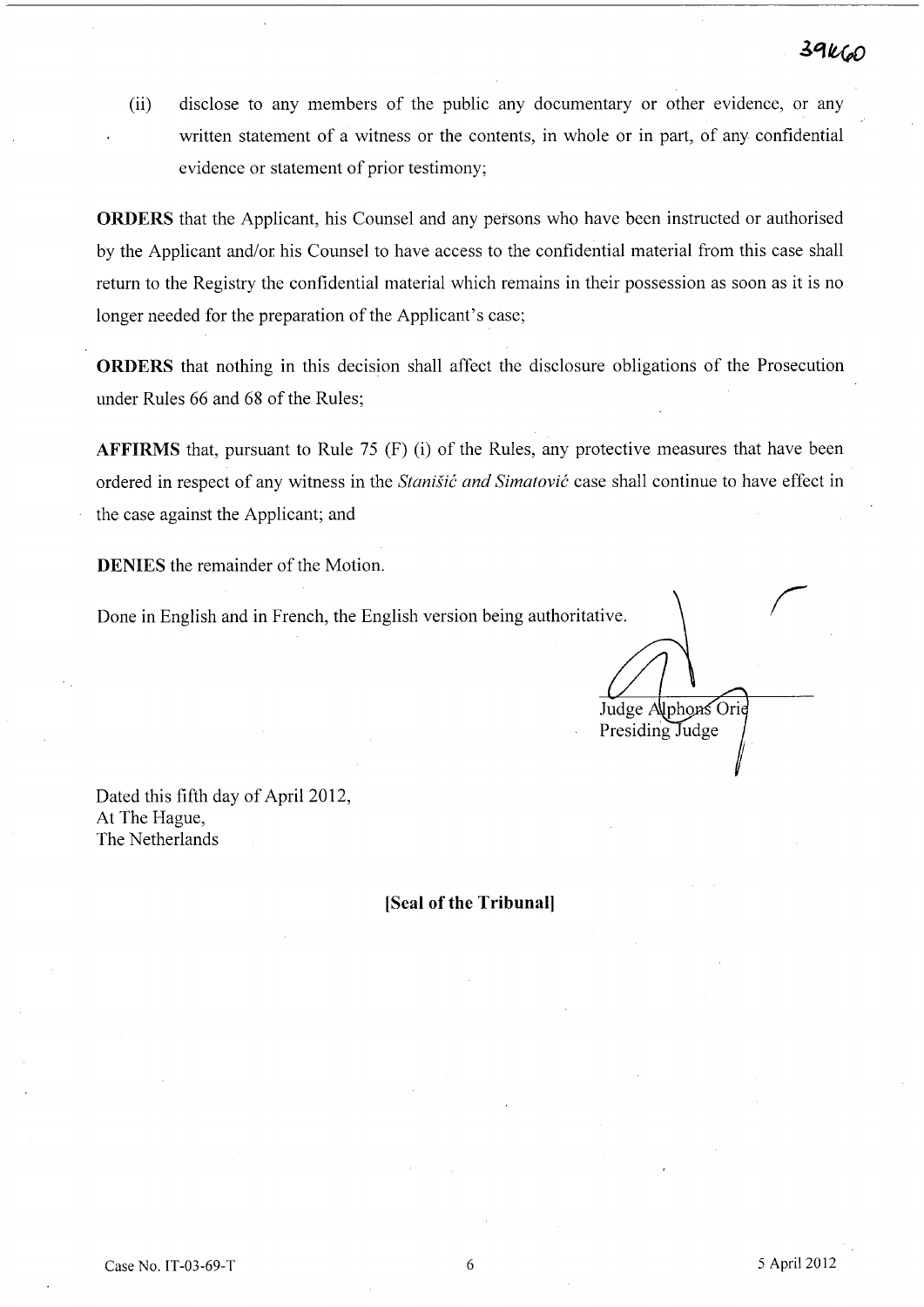(ii) disclose to any members of the public any documentary or other evidence, or any written statement of a witness or the contents, in whole or in part, of any confidential evidence or statement of prior testimony;

**ORDERS** that the Applicant, his Counsel and any persons who have been instructed or authorised by the Applicant and/or his Counsel to have access to the confidential material from this case shall return to the Registry the confidential material which remains in their possession as soon as it is no longer needed for the preparation of the Applicant's case;

**ORDERS** that nothing in this decision shall affect the disclosure obligations of the Prosecution under Rules 66 and 68 of the Rules;

**AFFIRMS** that, pursuant to Rule 75 (F) (i) of the Rules, any protective measures that have been ordered in respect of any witness in the *Stanišić and Simatović* case shall continue to have effect in the case against the Applicant; and

**DENIES** the remainder of the Motion.

Done in English and in French, the English version being authoritative.

Judge Alphons Orie
Presiding Judge

Dated this fifth day of April 2012,
At The Hague,
The Netherlands

**[Seal of the Tribunal]**